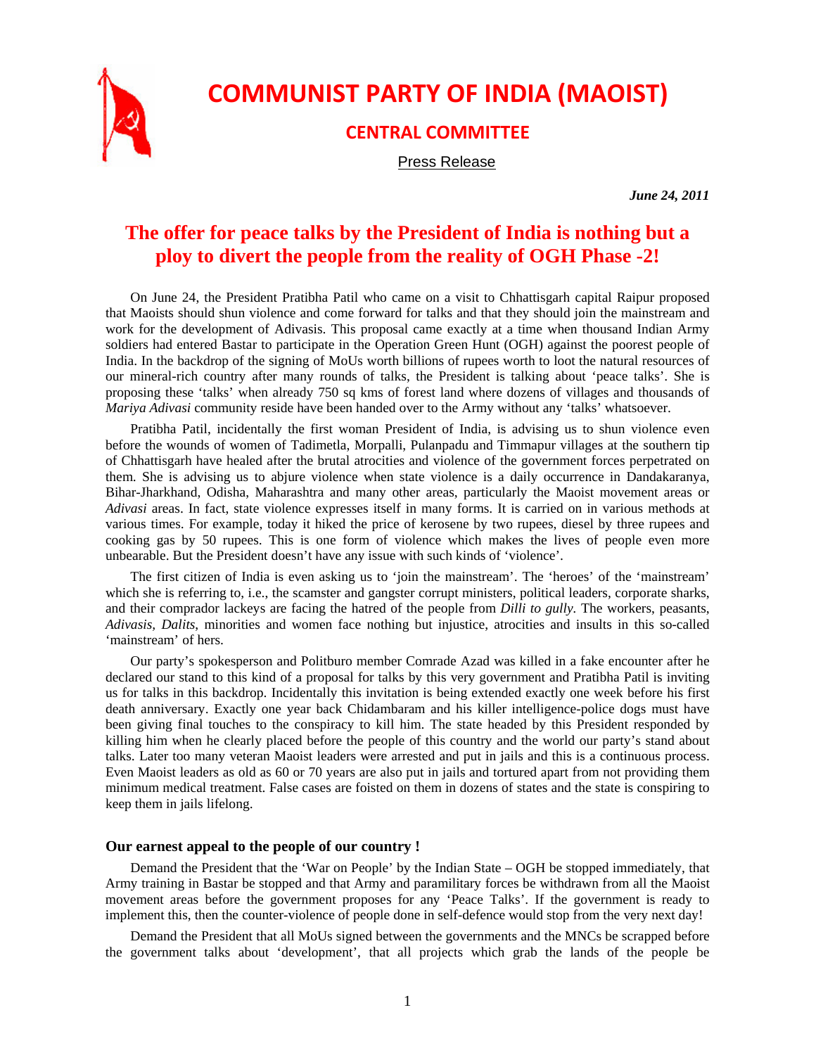# COMMUNIST PARTY OF INDIA (MAOIST)

## CENTRAL COMMITTEE

Press Release

***June 24, 2011***

## The offer for peace talks by the President of India is nothing but a ploy to divert the people from the reality of OGH Phase -2!

On June 24, the President Pratibha Patil who came on a visit to Chhattisgarh capital Raipur proposed that Maoists should shun violence and come forward for talks and that they should join the mainstream and work for the development of Adivasis. This proposal came exactly at a time when thousand Indian Army soldiers had entered Bastar to participate in the Operation Green Hunt (OGH) against the poorest people of India. In the backdrop of the signing of MoUs worth billions of rupees worth to loot the natural resources of our mineral-rich country after many rounds of talks, the President is talking about 'peace talks'. She is proposing these 'talks' when already 750 sq kms of forest land where dozens of villages and thousands of *Mariya Adivasi* community reside have been handed over to the Army without any 'talks' whatsoever.

Pratibha Patil, incidentally the first woman President of India, is advising us to shun violence even before the wounds of women of Tadimetla, Morpalli, Pulanpadu and Timmapur villages at the southern tip of Chhattisgarh have healed after the brutal atrocities and violence of the government forces perpetrated on them. She is advising us to abjure violence when state violence is a daily occurrence in Dandakaranya, Bihar-Jharkhand, Odisha, Maharashtra and many other areas, particularly the Maoist movement areas or *Adivasi* areas. In fact, state violence expresses itself in many forms. It is carried on in various methods at various times. For example, today it hiked the price of kerosene by two rupees, diesel by three rupees and cooking gas by 50 rupees. This is one form of violence which makes the lives of people even more unbearable. But the President doesn't have any issue with such kinds of 'violence'.

The first citizen of India is even asking us to 'join the mainstream'. The 'heroes' of the 'mainstream' which she is referring to, i.e., the scamster and gangster corrupt ministers, political leaders, corporate sharks, and their comprador lackeys are facing the hatred of the people from *Dilli to gully*. The workers, peasants, *Adivasis*, *Dalits*, minorities and women face nothing but injustice, atrocities and insults in this so-called 'mainstream' of hers.

Our party's spokesperson and Politburo member Comrade Azad was killed in a fake encounter after he declared our stand to this kind of a proposal for talks by this very government and Pratibha Patil is inviting us for talks in this backdrop. Incidentally this invitation is being extended exactly one week before his first death anniversary. Exactly one year back Chidambaram and his killer intelligence-police dogs must have been giving final touches to the conspiracy to kill him. The state headed by this President responded by killing him when he clearly placed before the people of this country and the world our party's stand about talks. Later too many veteran Maoist leaders were arrested and put in jails and this is a continuous process. Even Maoist leaders as old as 60 or 70 years are also put in jails and tortured apart from not providing them minimum medical treatment. False cases are foisted on them in dozens of states and the state is conspiring to keep them in jails lifelong.

### Our earnest appeal to the people of our country !

Demand the President that the 'War on People' by the Indian State – OGH be stopped immediately, that Army training in Bastar be stopped and that Army and paramilitary forces be withdrawn from all the Maoist movement areas before the government proposes for any 'Peace Talks'. If the government is ready to implement this, then the counter-violence of people done in self-defence would stop from the very next day!

Demand the President that all MoUs signed between the governments and the MNCs be scrapped before the government talks about 'development', that all projects which grab the lands of the people be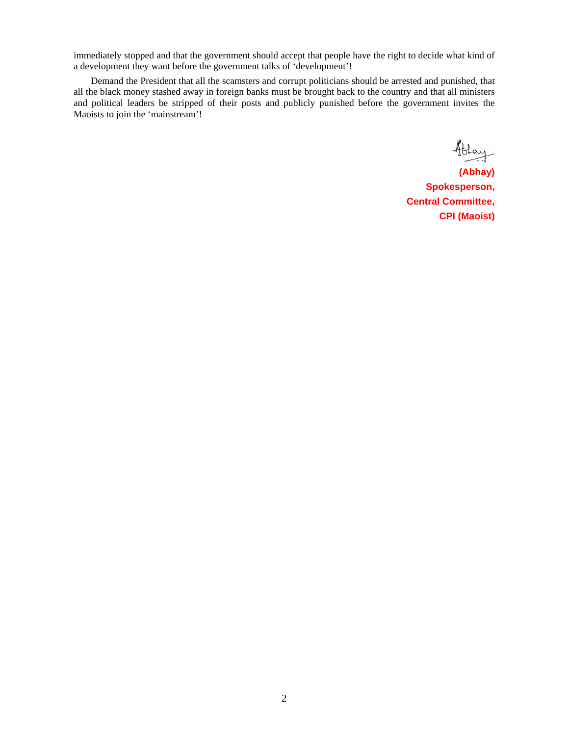immediately stopped and that the government should accept that people have the right to decide what kind of a development they want before the government talks of 'development'!

Demand the President that all the scamsters and corrupt politicians should be arrested and punished, that all the black money stashed away in foreign banks must be brought back to the country and that all ministers and political leaders be stripped of their posts and publicly punished before the government invites the Maoists to join the 'mainstream'!

Abhay

**(Abhay)**
**Spokesperson,**
**Central Committee,**
**CPI (Maoist)**